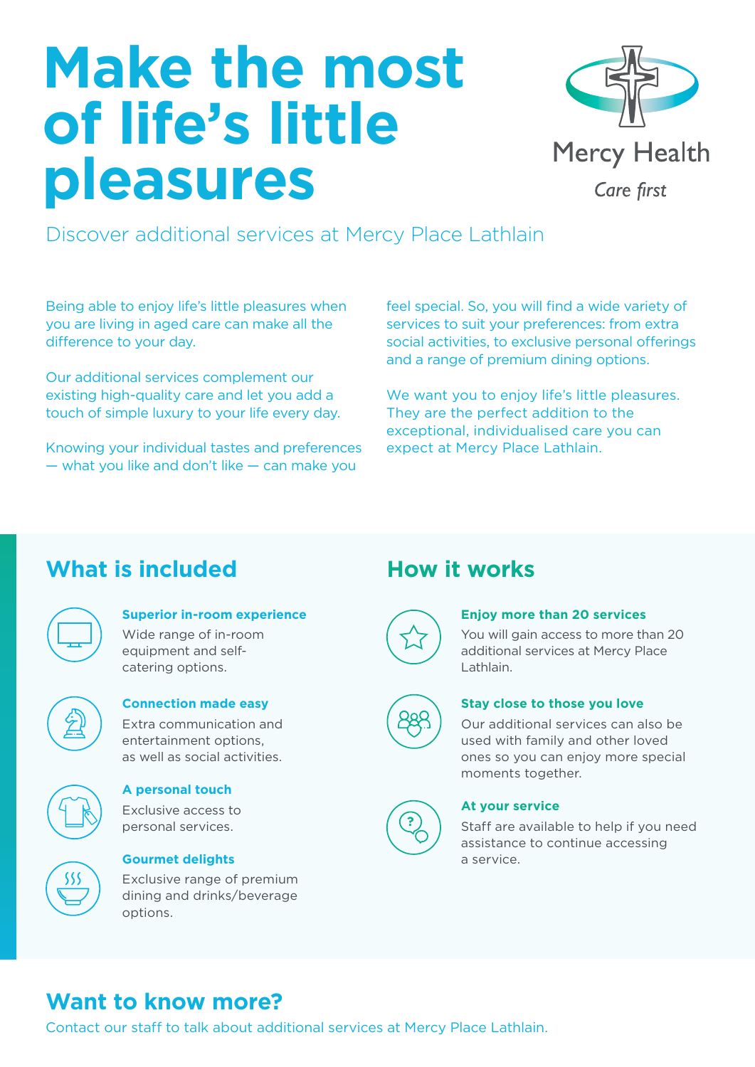# Make the most of life's little pleasures

Mercy Health

*Care first*

Discover additional services at Mercy Place Lathlain

Being able to enjoy life's little pleasures when you are living in aged care can make all the difference to your day.

Our additional services complement our existing high-quality care and let you add a touch of simple luxury to your life every day.

Knowing your individual tastes and preferences — what you like and don't like — can make you feel special. So, you will find a wide variety of services to suit your preferences: from extra social activities, to exclusive personal offerings and a range of premium dining options.

We want you to enjoy life's little pleasures. They are the perfect addition to the exceptional, individualised care you can expect at Mercy Place Lathlain.

## What is included

**Superior in-room experience**

Wide range of in-room equipment and self-catering options.

**Connection made easy**

Extra communication and entertainment options, as well as social activities.

**A personal touch**

Exclusive access to personal services.

**Gourmet delights**

Exclusive range of premium dining and drinks/beverage options.

## How it works

**Enjoy more than 20 services**

You will gain access to more than 20 additional services at Mercy Place Lathlain.

**Stay close to those you love**

Our additional services can also be used with family and other loved ones so you can enjoy more special moments together.

**At your service**

Staff are available to help if you need assistance to continue accessing a service.

## Want to know more?

Contact our staff to talk about additional services at Mercy Place Lathlain.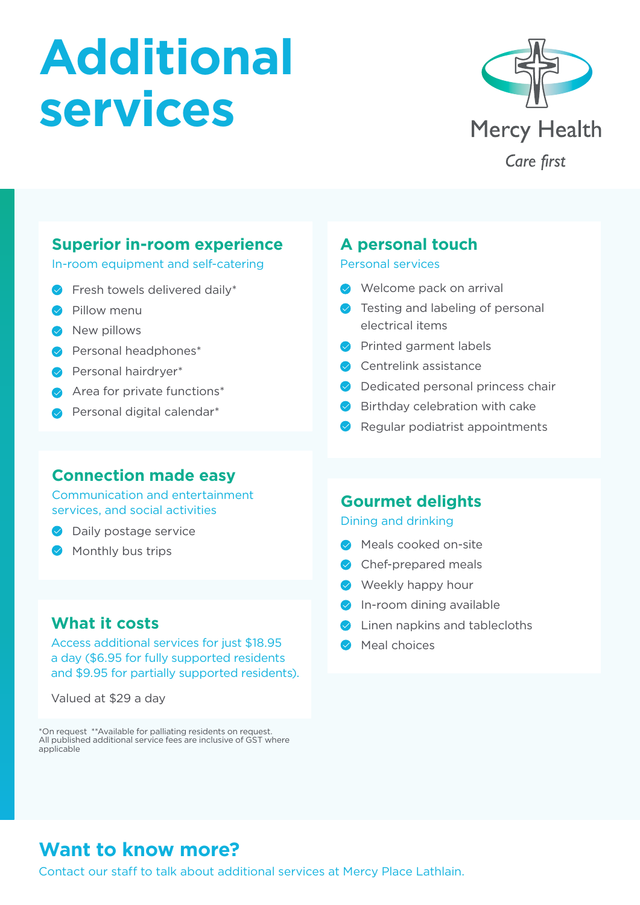# Additional services

Mercy Health

*Care first*

## Superior in-room experience

In-room equipment and self-catering

- Fresh towels delivered daily*
- Pillow menu
- New pillows
- Personal headphones*
- Personal hairdryer*
- Area for private functions*
- Personal digital calendar*

## Connection made easy

Communication and entertainment services, and social activities

- Daily postage service
- Monthly bus trips

## What it costs

Access additional services for just $18.95 a day ($6.95 for fully supported residents and $9.95 for partially supported residents).

Valued at $29 a day

*On request **Available for palliating residents on request.
All published additional service fees are inclusive of GST where applicable

## A personal touch

Personal services

- Welcome pack on arrival
- Testing and labeling of personal electrical items
- Printed garment labels
- Centrelink assistance
- Dedicated personal princess chair
- Birthday celebration with cake
- Regular podiatrist appointments

## Gourmet delights

Dining and drinking

- Meals cooked on-site
- Chef-prepared meals
- Weekly happy hour
- In-room dining available
- Linen napkins and tablecloths
- Meal choices

## Want to know more?

Contact our staff to talk about additional services at Mercy Place Lathlain.